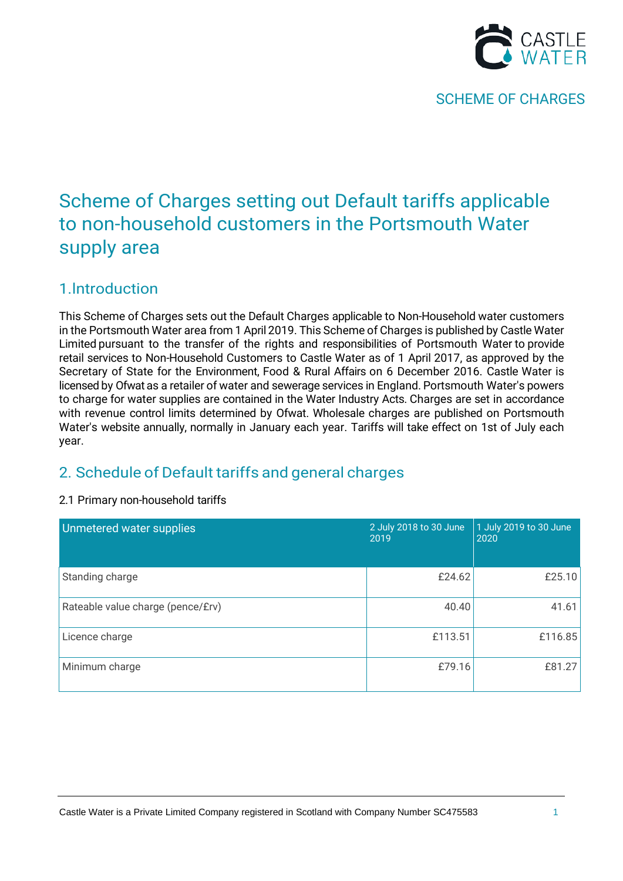CASTLE WATER

SCHEME OF CHARGES

# Scheme of Charges setting out Default tariffs applicable to non-household customers in the Portsmouth Water supply area

## 1.Introduction

This Scheme of Charges sets out the Default Charges applicable to Non-Household water customers in the Portsmouth Water area from 1 April 2019. This Scheme of Charges is published by Castle Water Limited pursuant to the transfer of the rights and responsibilities of Portsmouth Water to provide retail services to Non-Household Customers to Castle Water as of 1 April 2017, as approved by the Secretary of State for the Environment, Food & Rural Affairs on 6 December 2016. Castle Water is licensed by Ofwat as a retailer of water and sewerage services in England. Portsmouth Water's powers to charge for water supplies are contained in the Water Industry Acts. Charges are set in accordance with revenue control limits determined by Ofwat. Wholesale charges are published on Portsmouth Water's website annually, normally in January each year. Tariffs will take effect on 1st of July each year.

## 2. Schedule of Default tariffs and general charges

2.1 Primary non-household tariffs

| Unmetered water supplies | 2 July 2018 to 30 June 2019 | 1 July 2019 to 30 June 2020 |
|---|---|---|
| Standing charge | £24.62 | £25.10 |
| Rateable value charge (pence/£rv) | 40.40 | 41.61 |
| Licence charge | £113.51 | £116.85 |
| Minimum charge | £79.16 | £81.27 |

Castle Water is a Private Limited Company registered in Scotland with Company Number SC475583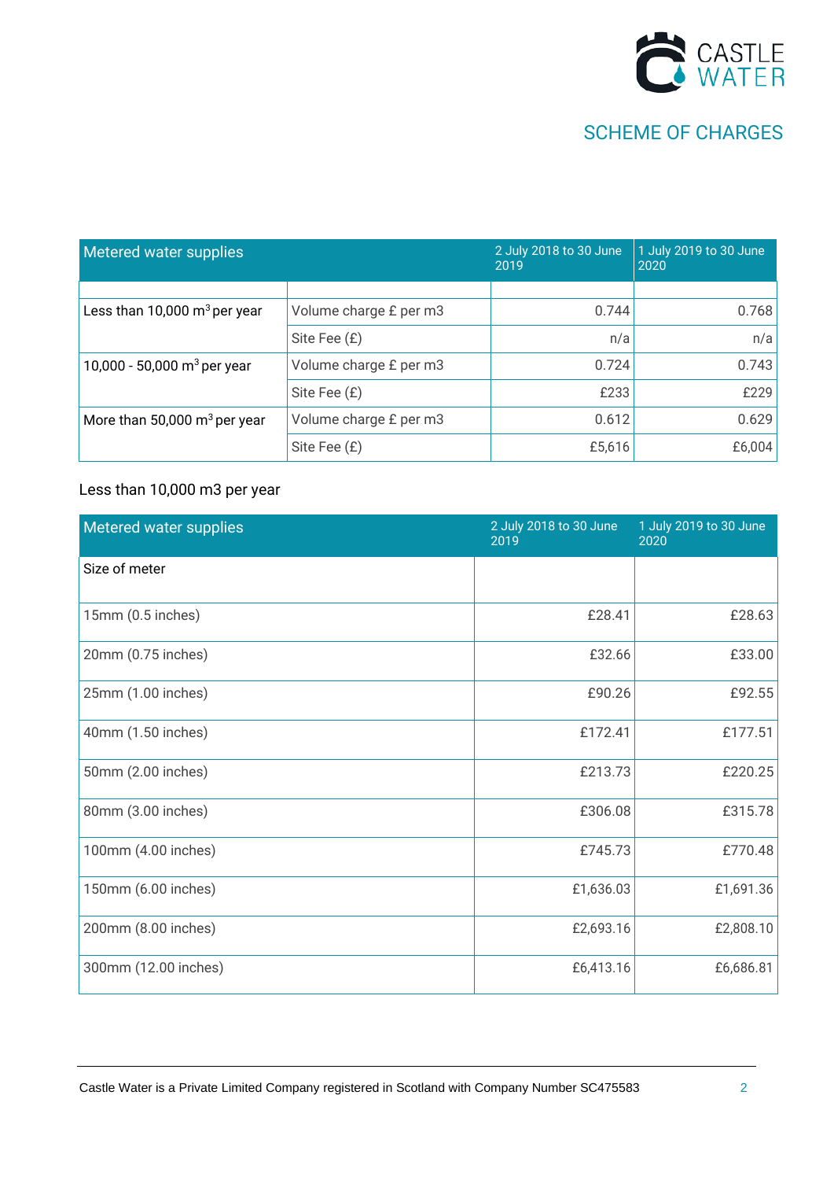# SCHEME OF CHARGES

| Metered water supplies | | 2 July 2018 to 30 June 2019 | 1 July 2019 to 30 June 2020 |
|---|---|---|---|
| | | | |
| Less than 10,000 $m^3$ per year | Volume charge £ per m3 | 0.744 | 0.768 |
| | Site Fee (£) | n/a | n/a |
| 10,000 - 50,000 $m^3$ per year | Volume charge £ per m3 | 0.724 | 0.743 |
| | Site Fee (£) | £233 | £229 |
| More than 50,000 $m^3$ per year | Volume charge £ per m3 | 0.612 | 0.629 |
| | Site Fee (£) | £5,616 | £6,004 |

Less than 10,000 m3 per year

| Metered water supplies | 2 July 2018 to 30 June 2019 | 1 July 2019 to 30 June 2020 |
|---|---|---|
| Size of meter | | |
| 15mm (0.5 inches) | £28.41 | £28.63 |
| 20mm (0.75 inches) | £32.66 | £33.00 |
| 25mm (1.00 inches) | £90.26 | £92.55 |
| 40mm (1.50 inches) | £172.41 | £177.51 |
| 50mm (2.00 inches) | £213.73 | £220.25 |
| 80mm (3.00 inches) | £306.08 | £315.78 |
| 100mm (4.00 inches) | £745.73 | £770.48 |
| 150mm (6.00 inches) | £1,636.03 | £1,691.36 |
| 200mm (8.00 inches) | £2,693.16 | £2,808.10 |
| 300mm (12.00 inches) | £6,413.16 | £6,686.81 |

Castle Water is a Private Limited Company registered in Scotland with Company Number SC475583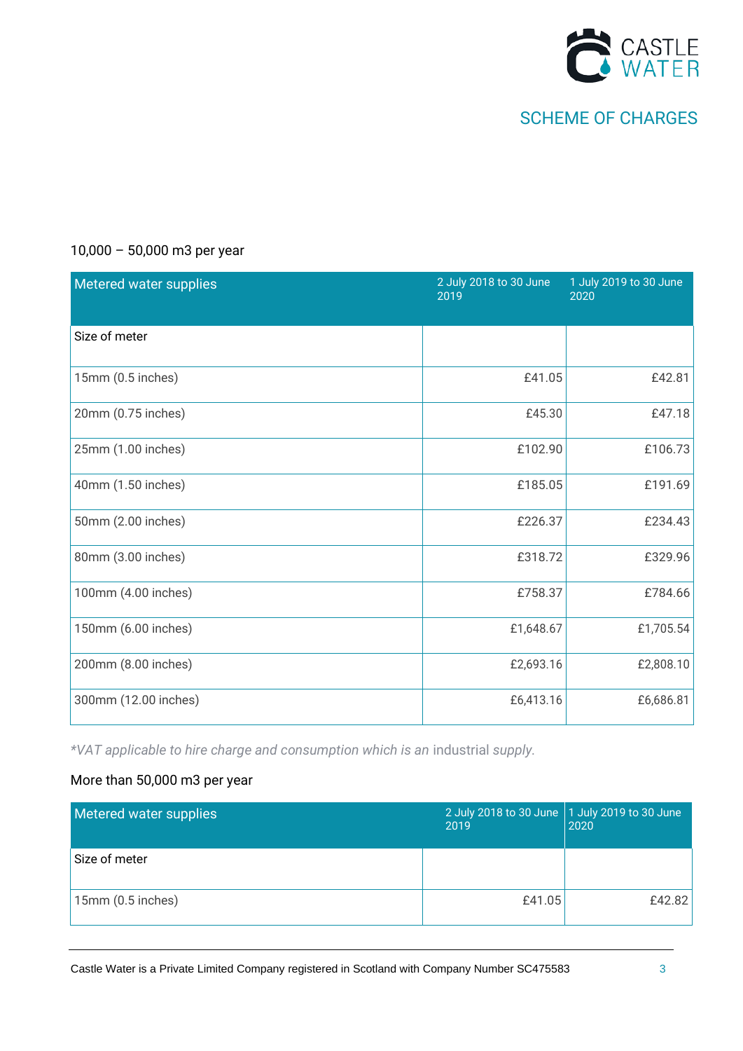10,000 – 50,000 m3 per year

| Metered water supplies | 2 July 2018 to 30 June 2019 | 1 July 2019 to 30 June 2020 |
|---|---|---|
| Size of meter | | |
| 15mm (0.5 inches) | £41.05 | £42.81 |
| 20mm (0.75 inches) | £45.30 | £47.18 |
| 25mm (1.00 inches) | £102.90 | £106.73 |
| 40mm (1.50 inches) | £185.05 | £191.69 |
| 50mm (2.00 inches) | £226.37 | £234.43 |
| 80mm (3.00 inches) | £318.72 | £329.96 |
| 100mm (4.00 inches) | £758.37 | £784.66 |
| 150mm (6.00 inches) | £1,648.67 | £1,705.54 |
| 200mm (8.00 inches) | £2,693.16 | £2,808.10 |
| 300mm (12.00 inches) | £6,413.16 | £6,686.81 |

*\*VAT applicable to hire charge and consumption which is an industrial supply.*

More than 50,000 m3 per year

| Metered water supplies | 2 July 2018 to 30 June 2019 | 1 July 2019 to 30 June 2020 |
|---|---|---|
| Size of meter | | |
| 15mm (0.5 inches) | £41.05 | £42.82 |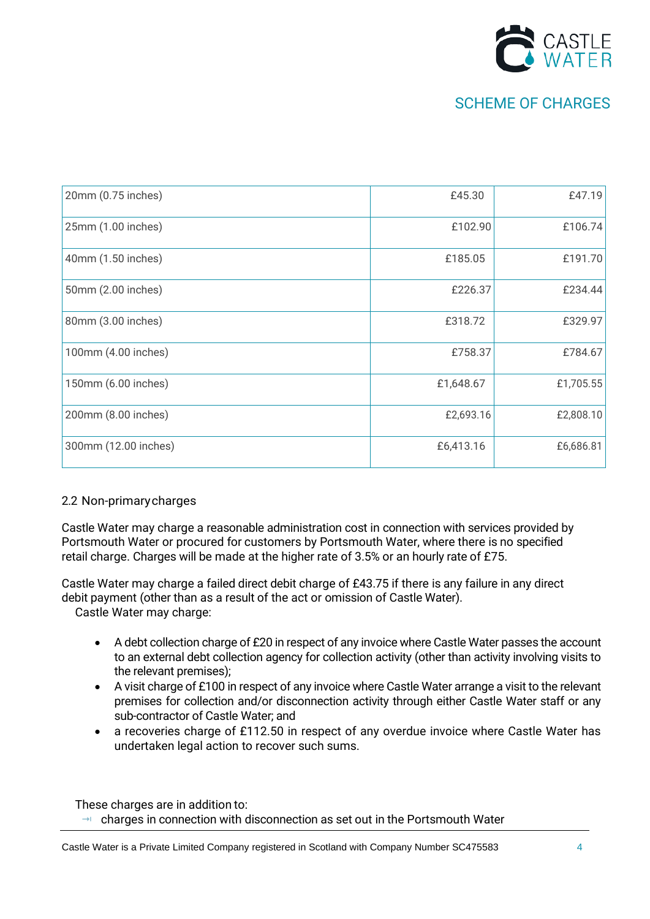| | | |
|---|---|---|
| 20mm (0.75 inches) | £45.30 | £47.19 |
| 25mm (1.00 inches) | £102.90 | £106.74 |
| 40mm (1.50 inches) | £185.05 | £191.70 |
| 50mm (2.00 inches) | £226.37 | £234.44 |
| 80mm (3.00 inches) | £318.72 | £329.97 |
| 100mm (4.00 inches) | £758.37 | £784.67 |
| 150mm (6.00 inches) | £1,648.67 | £1,705.55 |
| 200mm (8.00 inches) | £2,693.16 | £2,808.10 |
| 300mm (12.00 inches) | £6,413.16 | £6,686.81 |

## 2.2 Non-primary charges

Castle Water may charge a reasonable administration cost in connection with services provided by Portsmouth Water or procured for customers by Portsmouth Water, where there is no specified retail charge. Charges will be made at the higher rate of 3.5% or an hourly rate of £75.

Castle Water may charge a failed direct debit charge of £43.75 if there is any failure in any direct debit payment (other than as a result of the act or omission of Castle Water).

Castle Water may charge:

- A debt collection charge of £20 in respect of any invoice where Castle Water passes the account to an external debt collection agency for collection activity (other than activity involving visits to the relevant premises);
- A visit charge of £100 in respect of any invoice where Castle Water arrange a visit to the relevant premises for collection and/or disconnection activity through either Castle Water staff or any sub-contractor of Castle Water; and
- a recoveries charge of £112.50 in respect of any overdue invoice where Castle Water has undertaken legal action to recover such sums.

These charges are in addition to:

- charges in connection with disconnection as set out in the Portsmouth Water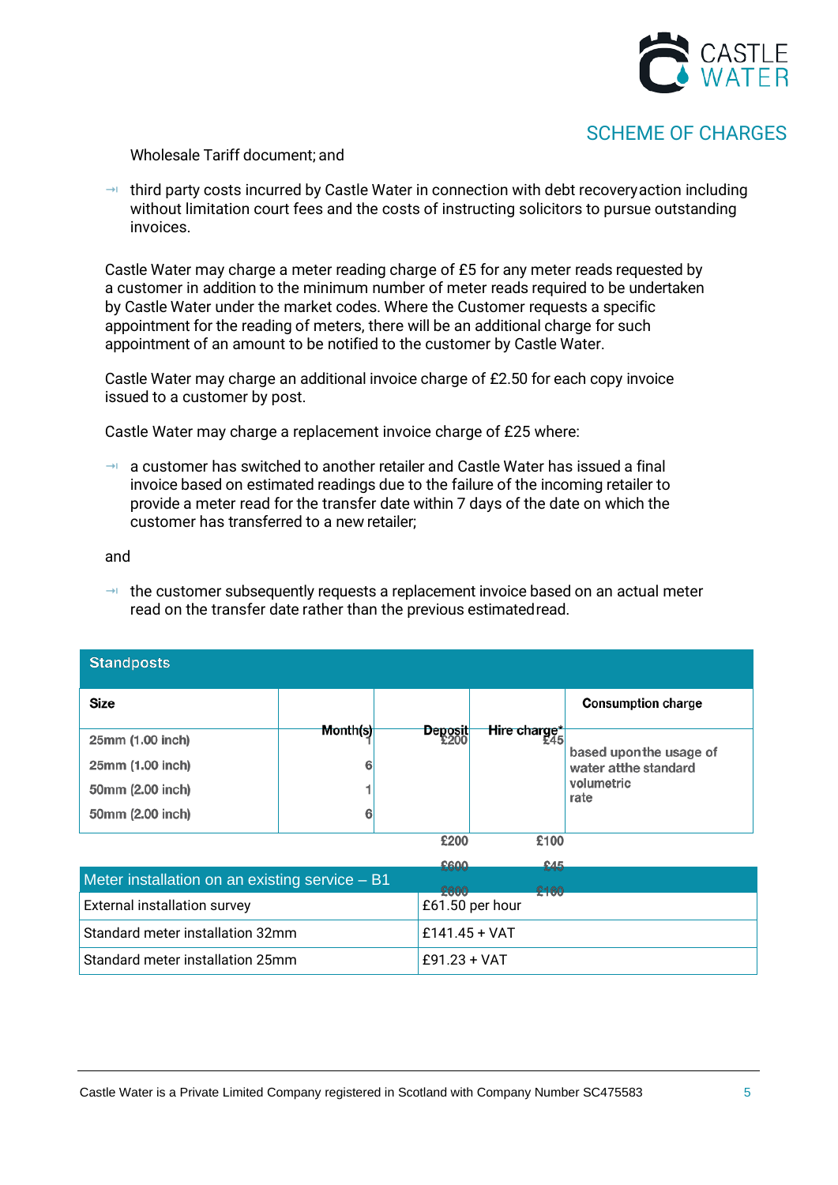Wholesale Tariff document; and

- third party costs incurred by Castle Water in connection with debt recovery action including without limitation court fees and the costs of instructing solicitors to pursue outstanding invoices.

Castle Water may charge a meter reading charge of £5 for any meter reads requested by a customer in addition to the minimum number of meter reads required to be undertaken by Castle Water under the market codes. Where the Customer requests a specific appointment for the reading of meters, there will be an additional charge for such appointment of an amount to be notified to the customer by Castle Water.

Castle Water may charge an additional invoice charge of £2.50 for each copy invoice issued to a customer by post.

Castle Water may charge a replacement invoice charge of £25 where:

- a customer has switched to another retailer and Castle Water has issued a final invoice based on estimated readings due to the failure of the incoming retailer to provide a meter read for the transfer date within 7 days of the date on which the customer has transferred to a new retailer;

and

- the customer subsequently requests a replacement invoice based on an actual meter read on the transfer date rather than the previous estimated read.

| Standposts | | | | |
|---|---|---|---|---|
| **Size** | **Month(s)** | **Deposit** | **Hire charge*** | **Consumption charge** |
| 25mm (1.00 inch) | 1 | £200 | £45 | based upon the usage of water at the standard volumetric rate |
| 25mm (1.00 inch) | 6 | £200 | £100 | |
| 50mm (2.00 inch) | 1 | £600 | £45 | |
| 50mm (2.00 inch) | 6 | £600 | £100 | |

| Meter installation on an existing service – B1 | |
|---|---|
| External installation survey | £61.50 per hour |
| Standard meter installation 32mm | £141.45 + VAT |
| Standard meter installation 25mm | £91.23 + VAT |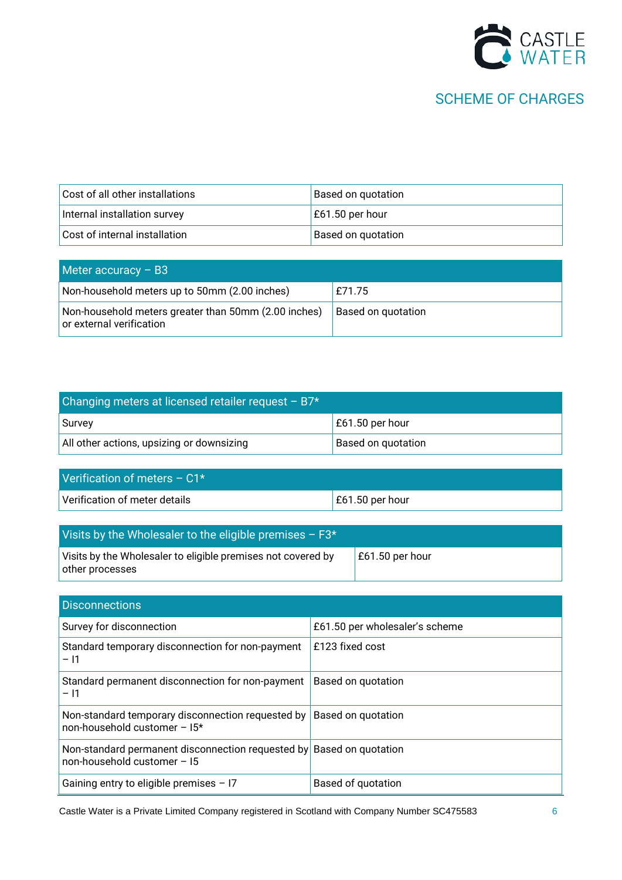| | |
|---|---|
| Cost of all other installations | Based on quotation |
| Internal installation survey | £61.50 per hour |
| Cost of internal installation | Based on quotation |

| Meter accuracy – B3 | |
|---|---|
| Non-household meters up to 50mm (2.00 inches) | £71.75 |
| Non-household meters greater than 50mm (2.00 inches) or external verification | Based on quotation |

| Changing meters at licensed retailer request – B7* | |
|---|---|
| Survey | £61.50 per hour |
| All other actions, upsizing or downsizing | Based on quotation |

| Verification of meters – C1* | |
|---|---|
| Verification of meter details | £61.50 per hour |

| Visits by the Wholesaler to the eligible premises – F3* | |
|---|---|
| Visits by the Wholesaler to eligible premises not covered by other processes | £61.50 per hour |

| Disconnections | |
|---|---|
| Survey for disconnection | £61.50 per wholesaler's scheme |
| Standard temporary disconnection for non-payment – I1 | £123 fixed cost |
| Standard permanent disconnection for non-payment – I1 | Based on quotation |
| Non-standard temporary disconnection requested by non-household customer – I5* | Based on quotation |
| Non-standard permanent disconnection requested by non-household customer – I5 | Based on quotation |
| Gaining entry to eligible premises – I7 | Based of quotation |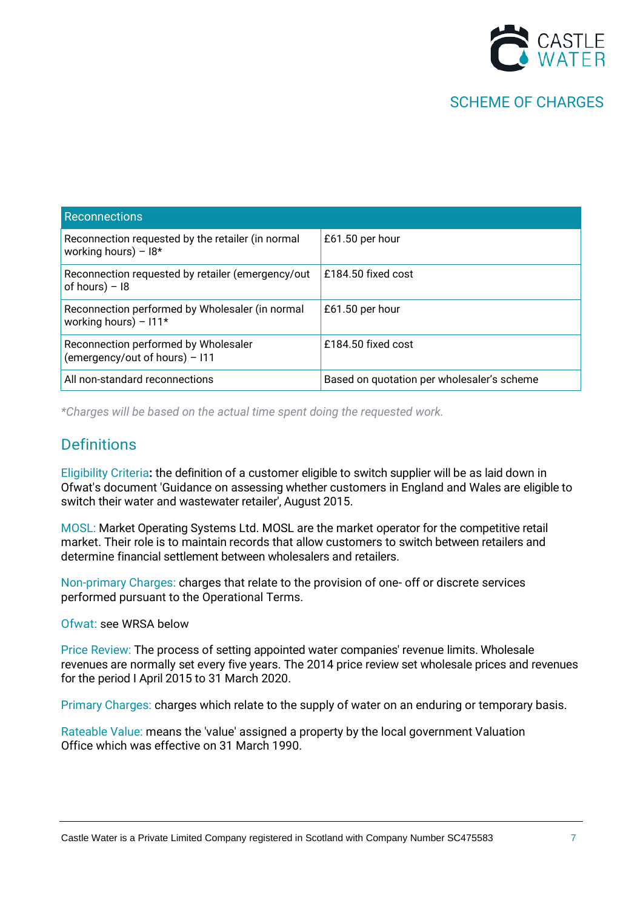| Reconnections | |
|---|---|
| Reconnection requested by the retailer (in normal working hours) – I8* | £61.50 per hour |
| Reconnection requested by retailer (emergency/out of hours) – I8 | £184.50 fixed cost |
| Reconnection performed by Wholesaler (in normal working hours) – I11* | £61.50 per hour |
| Reconnection performed by Wholesaler (emergency/out of hours) – I11 | £184.50 fixed cost |
| All non-standard reconnections | Based on quotation per wholesaler's scheme |

*\*Charges will be based on the actual time spent doing the requested work.*

## Definitions

Eligibility Criteria**:** the definition of a customer eligible to switch supplier will be as laid down in Ofwat's document 'Guidance on assessing whether customers in England and Wales are eligible to switch their water and wastewater retailer', August 2015.

MOSL: Market Operating Systems Ltd. MOSL are the market operator for the competitive retail market. Their role is to maintain records that allow customers to switch between retailers and determine financial settlement between wholesalers and retailers.

Non-primary Charges: charges that relate to the provision of one- off or discrete services performed pursuant to the Operational Terms.

Ofwat: see WRSA below

Price Review: The process of setting appointed water companies' revenue limits. Wholesale revenues are normally set every five years. The 2014 price review set wholesale prices and revenues for the period I April 2015 to 31 March 2020.

Primary Charges: charges which relate to the supply of water on an enduring or temporary basis.

Rateable Value: means the 'value' assigned a property by the local government Valuation Office which was effective on 31 March 1990.

Castle Water is a Private Limited Company registered in Scotland with Company Number SC475583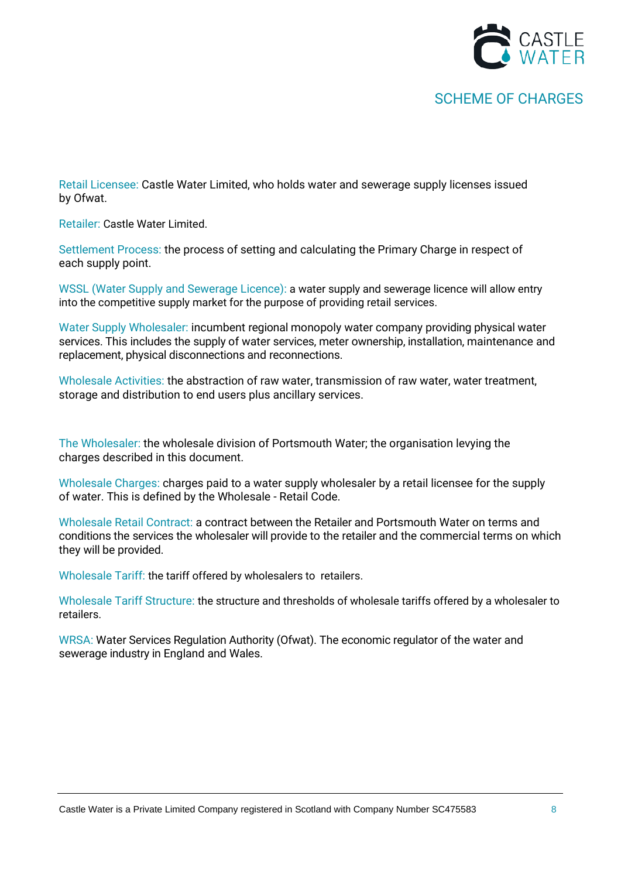Retail Licensee: Castle Water Limited, who holds water and sewerage supply licenses issued by Ofwat.

Retailer: Castle Water Limited.

Settlement Process: the process of setting and calculating the Primary Charge in respect of each supply point.

WSSL (Water Supply and Sewerage Licence): a water supply and sewerage licence will allow entry into the competitive supply market for the purpose of providing retail services.

Water Supply Wholesaler: incumbent regional monopoly water company providing physical water services. This includes the supply of water services, meter ownership, installation, maintenance and replacement, physical disconnections and reconnections.

Wholesale Activities: the abstraction of raw water, transmission of raw water, water treatment, storage and distribution to end users plus ancillary services.

The Wholesaler: the wholesale division of Portsmouth Water; the organisation levying the charges described in this document.

Wholesale Charges: charges paid to a water supply wholesaler by a retail licensee for the supply of water. This is defined by the Wholesale - Retail Code.

Wholesale Retail Contract: a contract between the Retailer and Portsmouth Water on terms and conditions the services the wholesaler will provide to the retailer and the commercial terms on which they will be provided.

Wholesale Tariff: the tariff offered by wholesalers to retailers.

Wholesale Tariff Structure: the structure and thresholds of wholesale tariffs offered by a wholesaler to retailers.

WRSA: Water Services Regulation Authority (Ofwat). The economic regulator of the water and sewerage industry in England and Wales.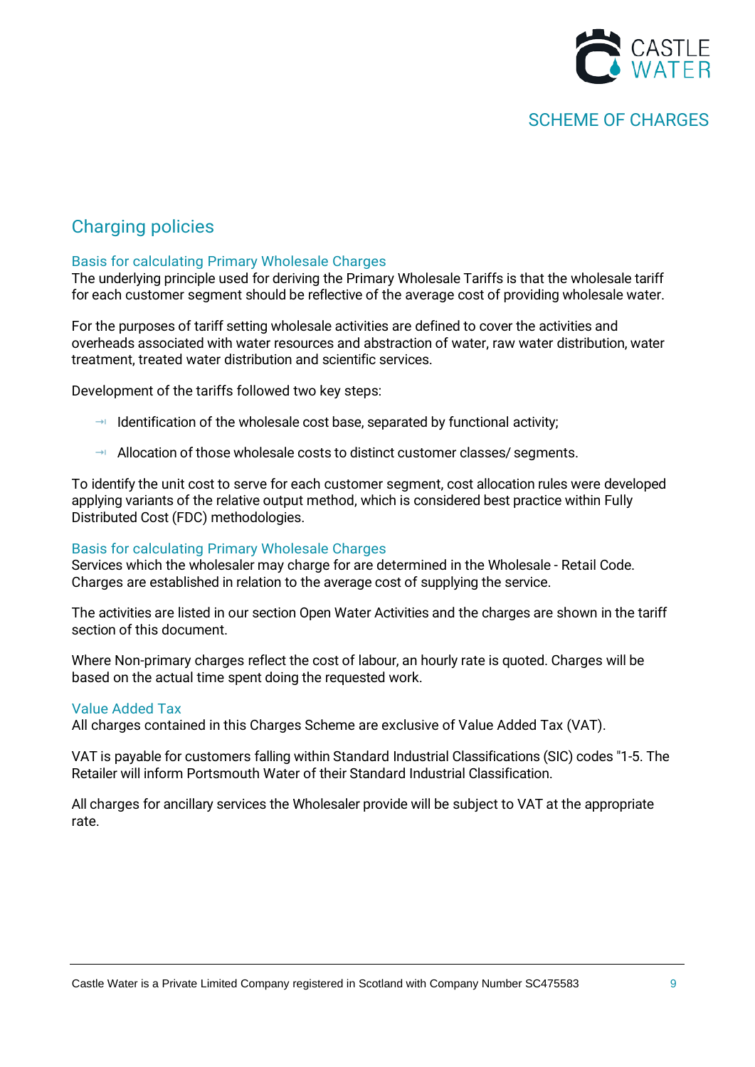## Charging policies

### Basis for calculating Primary Wholesale Charges

The underlying principle used for deriving the Primary Wholesale Tariffs is that the wholesale tariff for each customer segment should be reflective of the average cost of providing wholesale water.

For the purposes of tariff setting wholesale activities are defined to cover the activities and overheads associated with water resources and abstraction of water, raw water distribution, water treatment, treated water distribution and scientific services.

Development of the tariffs followed two key steps:

- Identification of the wholesale cost base, separated by functional activity;
- Allocation of those wholesale costs to distinct customer classes/ segments.

To identify the unit cost to serve for each customer segment, cost allocation rules were developed applying variants of the relative output method, which is considered best practice within Fully Distributed Cost (FDC) methodologies.

### Basis for calculating Primary Wholesale Charges

Services which the wholesaler may charge for are determined in the Wholesale - Retail Code. Charges are established in relation to the average cost of supplying the service.

The activities are listed in our section Open Water Activities and the charges are shown in the tariff section of this document.

Where Non-primary charges reflect the cost of labour, an hourly rate is quoted. Charges will be based on the actual time spent doing the requested work.

### Value Added Tax

All charges contained in this Charges Scheme are exclusive of Value Added Tax (VAT).

VAT is payable for customers falling within Standard Industrial Classifications (SIC) codes "1-5. The Retailer will inform Portsmouth Water of their Standard Industrial Classification.

All charges for ancillary services the Wholesaler provide will be subject to VAT at the appropriate rate.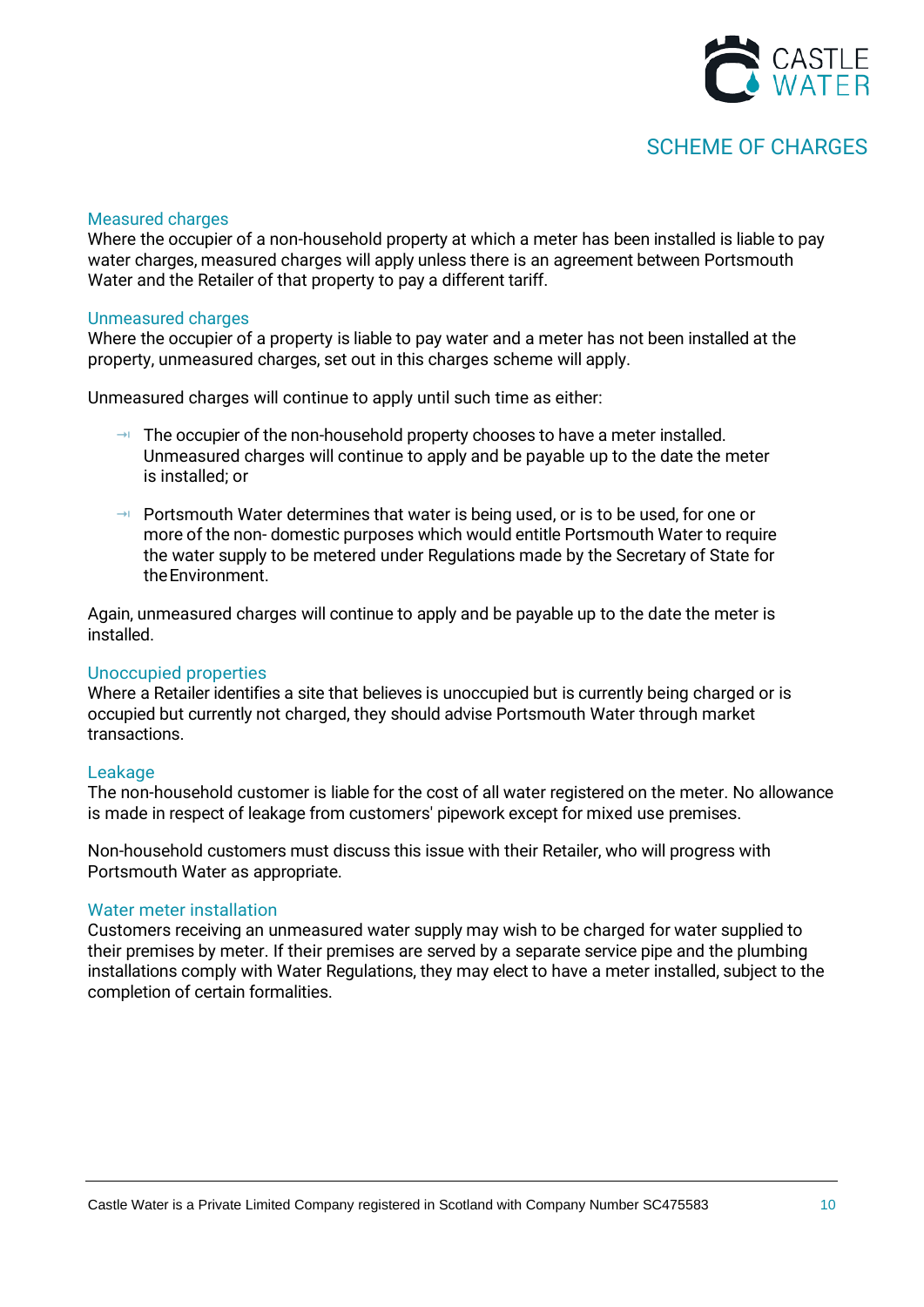## Measured charges

Where the occupier of a non-household property at which a meter has been installed is liable to pay water charges, measured charges will apply unless there is an agreement between Portsmouth Water and the Retailer of that property to pay a different tariff.

## Unmeasured charges

Where the occupier of a property is liable to pay water and a meter has not been installed at the property, unmeasured charges, set out in this charges scheme will apply.

Unmeasured charges will continue to apply until such time as either:

- The occupier of the non-household property chooses to have a meter installed. Unmeasured charges will continue to apply and be payable up to the date the meter is installed; or
- Portsmouth Water determines that water is being used, or is to be used, for one or more of the non- domestic purposes which would entitle Portsmouth Water to require the water supply to be metered under Regulations made by the Secretary of State for the Environment.

Again, unmeasured charges will continue to apply and be payable up to the date the meter is installed.

## Unoccupied properties

Where a Retailer identifies a site that believes is unoccupied but is currently being charged or is occupied but currently not charged, they should advise Portsmouth Water through market transactions.

## Leakage

The non-household customer is liable for the cost of all water registered on the meter. No allowance is made in respect of leakage from customers' pipework except for mixed use premises.

Non-household customers must discuss this issue with their Retailer, who will progress with Portsmouth Water as appropriate.

## Water meter installation

Customers receiving an unmeasured water supply may wish to be charged for water supplied to their premises by meter. If their premises are served by a separate service pipe and the plumbing installations comply with Water Regulations, they may elect to have a meter installed, subject to the completion of certain formalities.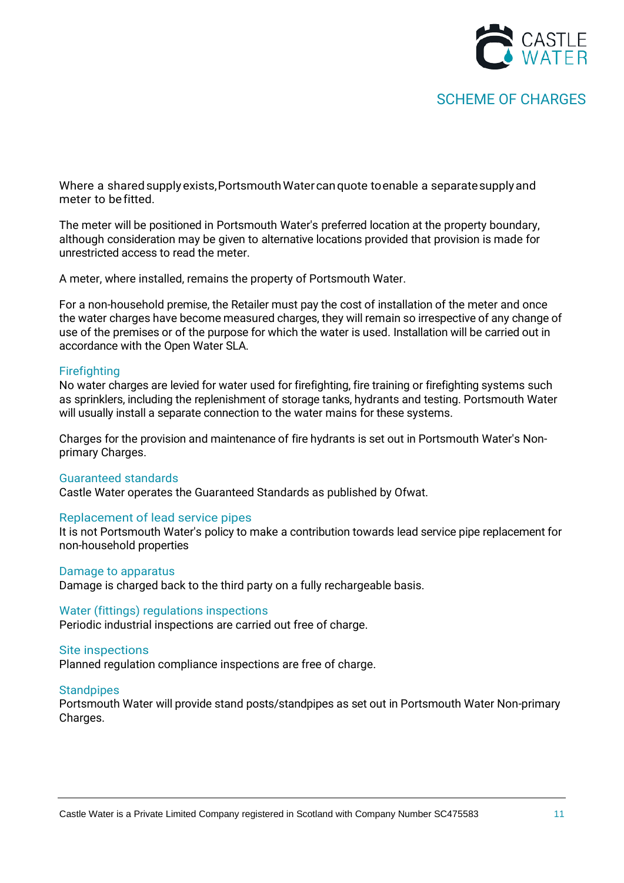Where a shared supply exists, Portsmouth Water can quote to enable a separate supply and meter to be fitted.

The meter will be positioned in Portsmouth Water's preferred location at the property boundary, although consideration may be given to alternative locations provided that provision is made for unrestricted access to read the meter.

A meter, where installed, remains the property of Portsmouth Water.

For a non-household premise, the Retailer must pay the cost of installation of the meter and once the water charges have become measured charges, they will remain so irrespective of any change of use of the premises or of the purpose for which the water is used. Installation will be carried out in accordance with the Open Water SLA.

### Firefighting

No water charges are levied for water used for firefighting, fire training or firefighting systems such as sprinklers, including the replenishment of storage tanks, hydrants and testing. Portsmouth Water will usually install a separate connection to the water mains for these systems.

Charges for the provision and maintenance of fire hydrants is set out in Portsmouth Water's Non-primary Charges.

### Guaranteed standards

Castle Water operates the Guaranteed Standards as published by Ofwat.

### Replacement of lead service pipes

It is not Portsmouth Water's policy to make a contribution towards lead service pipe replacement for non-household properties

### Damage to apparatus

Damage is charged back to the third party on a fully rechargeable basis.

### Water (fittings) regulations inspections

Periodic industrial inspections are carried out free of charge.

### Site inspections

Planned regulation compliance inspections are free of charge.

### Standpipes

Portsmouth Water will provide stand posts/standpipes as set out in Portsmouth Water Non-primary Charges.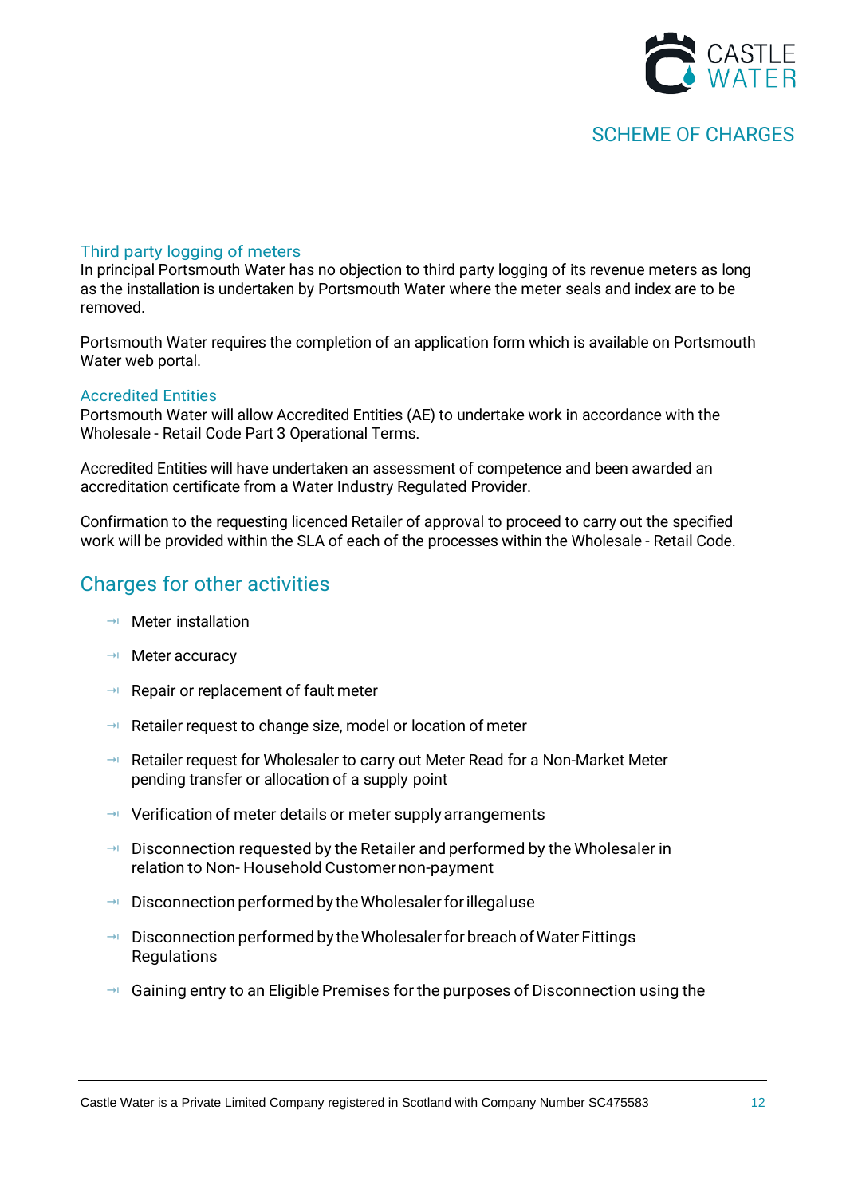### Third party logging of meters

In principal Portsmouth Water has no objection to third party logging of its revenue meters as long as the installation is undertaken by Portsmouth Water where the meter seals and index are to be removed.

Portsmouth Water requires the completion of an application form which is available on Portsmouth Water web portal.

### Accredited Entities

Portsmouth Water will allow Accredited Entities (AE) to undertake work in accordance with the Wholesale - Retail Code Part 3 Operational Terms.

Accredited Entities will have undertaken an assessment of competence and been awarded an accreditation certificate from a Water Industry Regulated Provider.

Confirmation to the requesting licenced Retailer of approval to proceed to carry out the specified work will be provided within the SLA of each of the processes within the Wholesale - Retail Code.

## Charges for other activities

- Meter installation
- Meter accuracy
- Repair or replacement of fault meter
- Retailer request to change size, model or location of meter
- Retailer request for Wholesaler to carry out Meter Read for a Non-Market Meter pending transfer or allocation of a supply point
- Verification of meter details or meter supply arrangements
- Disconnection requested by the Retailer and performed by the Wholesaler in relation to Non- Household Customer non-payment
- Disconnection performed by the Wholesaler for illegal use
- Disconnection performed by the Wholesaler for breach of Water Fittings Regulations
- Gaining entry to an Eligible Premises for the purposes of Disconnection using the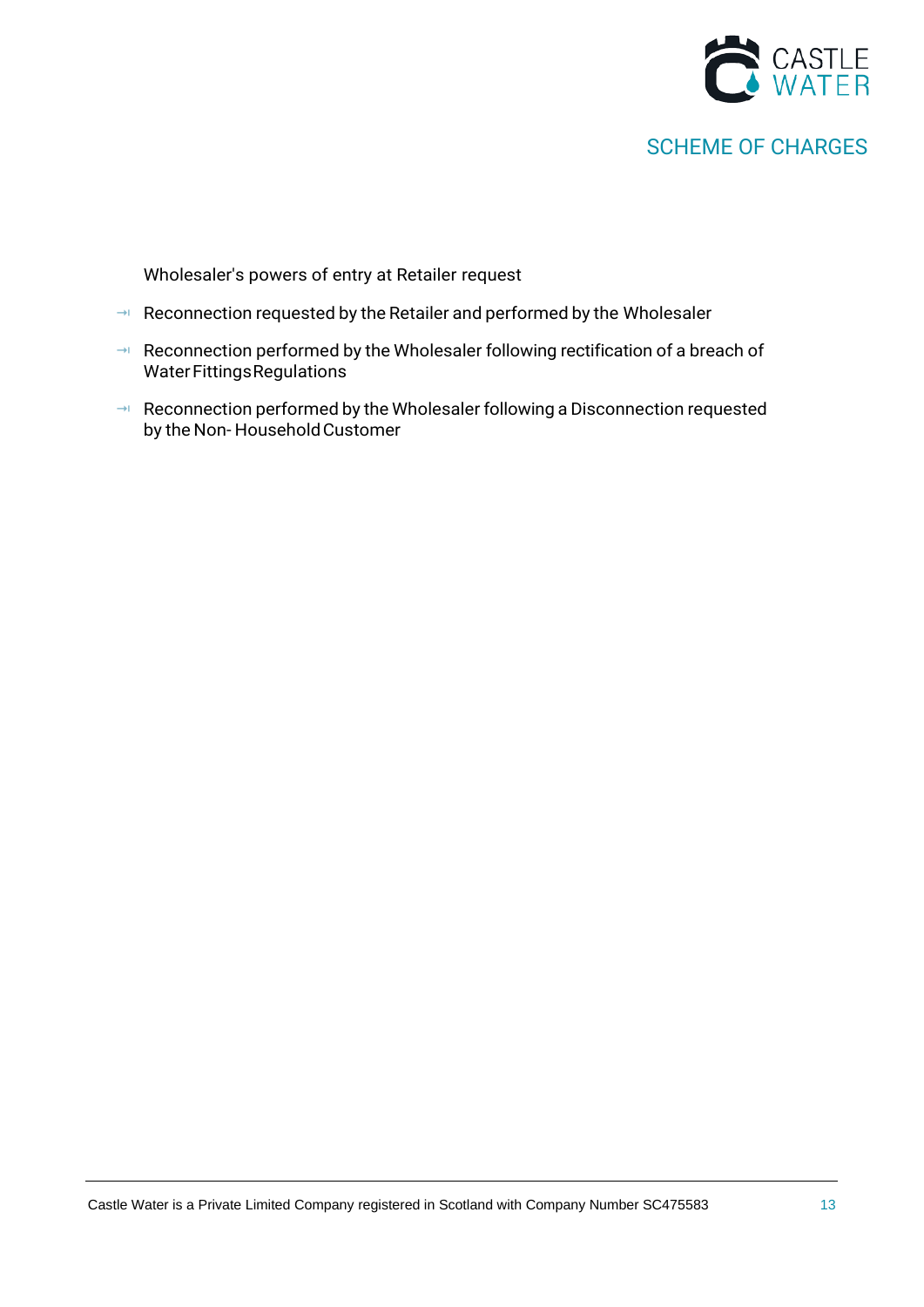Wholesaler's powers of entry at Retailer request

- Reconnection requested by the Retailer and performed by the Wholesaler
- Reconnection performed by the Wholesaler following rectification of a breach of Water Fittings Regulations
- Reconnection performed by the Wholesaler following a Disconnection requested by the Non- Household Customer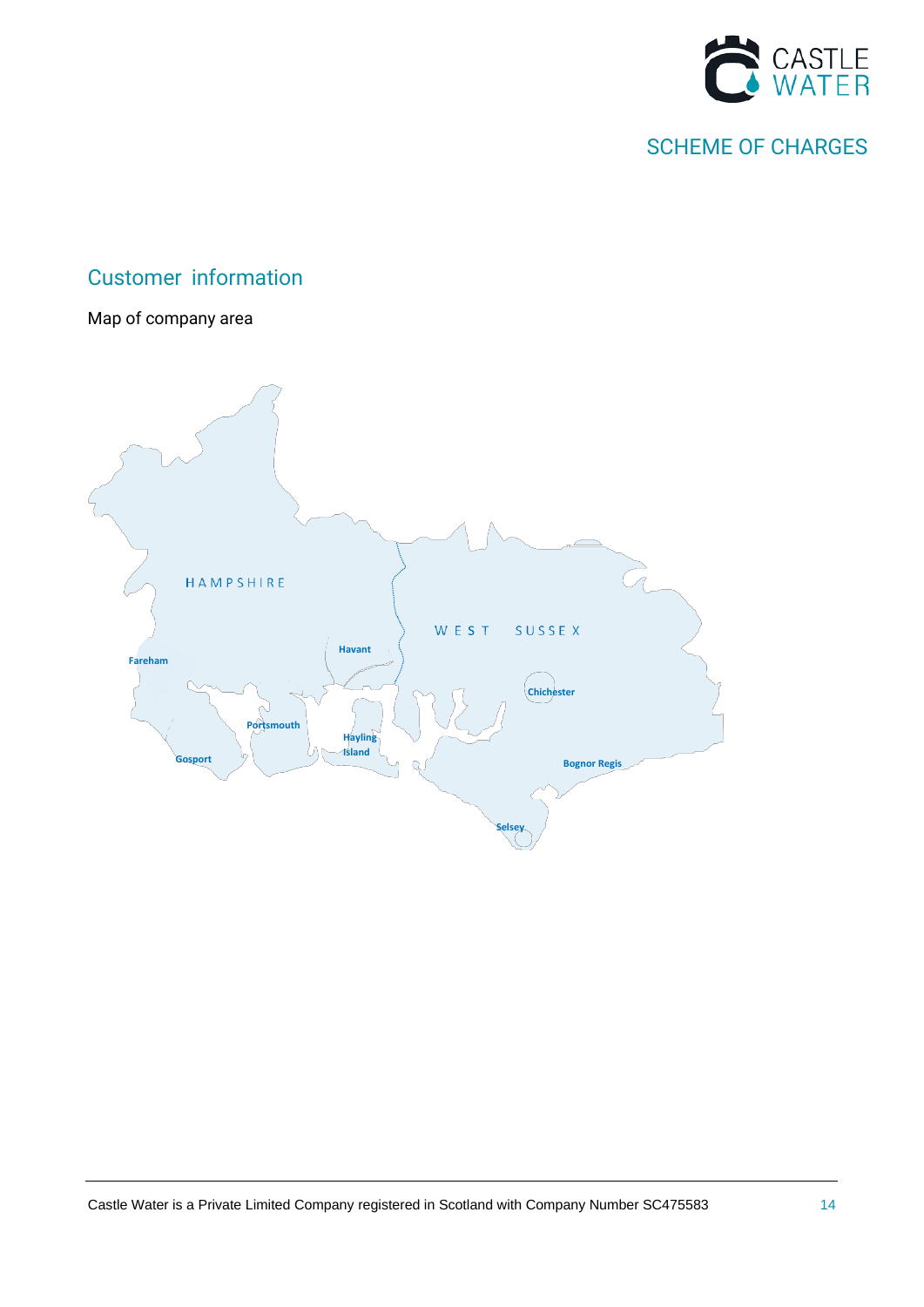## Customer information

Map of company area

HAMPSHIRE

WEST SUSSEX

Fareham

Havant

Chichester

Portsmouth

Hayling Island

Gosport

Bognor Regis

Selsey

Castle Water is a Private Limited Company registered in Scotland with Company Number SC475583